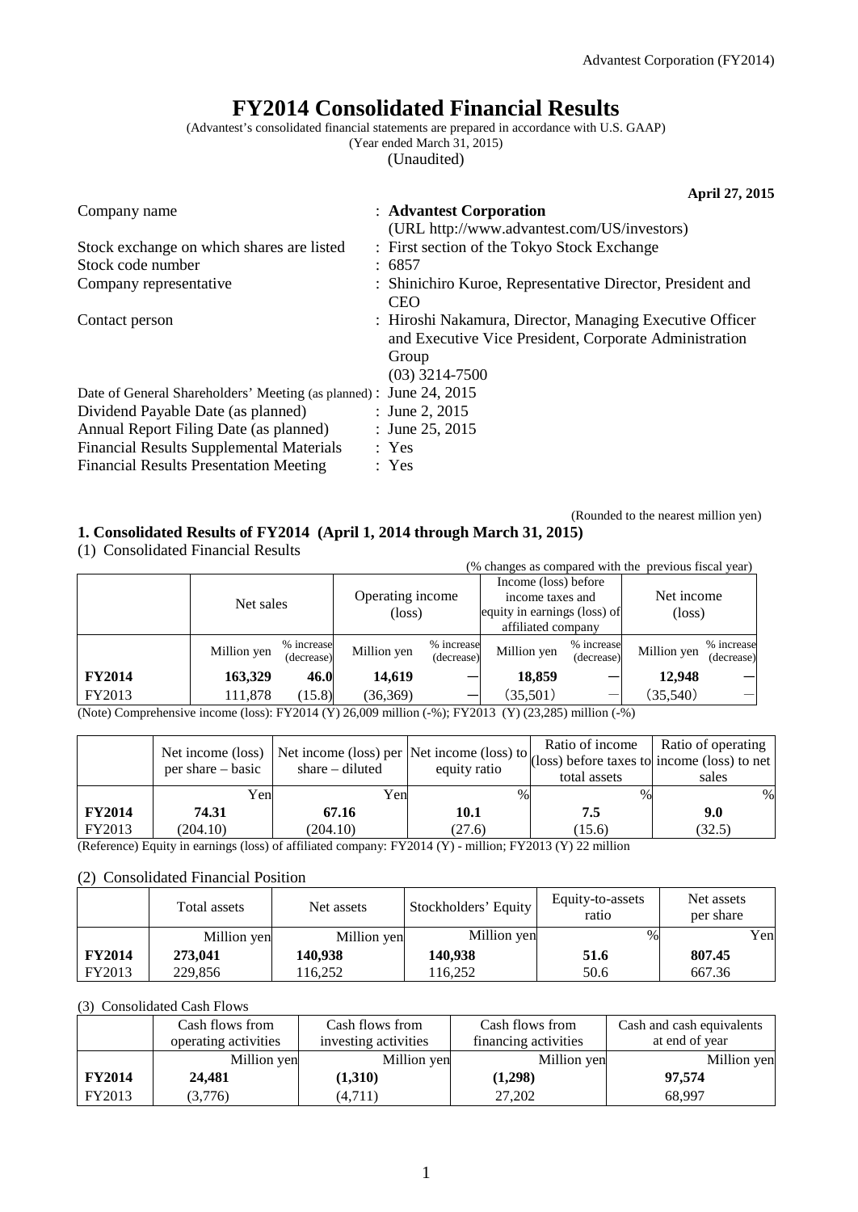# FY2014 Consolidated Financial Results

(Advantest's consolidated financial statements are prepared in accordance with U.S. GAAP)
(Year ended March 31, 2015)
(Unaudited)

**April 27, 2015**

| | |
|---|---|
| Company name | : **Advantest Corporation** (URL http://www.advantest.com/US/investors) |
| Stock exchange on which shares are listed | : First section of the Tokyo Stock Exchange |
| Stock code number | : 6857 |
| Company representative | : Shinichiro Kuroe, Representative Director, President and CEO |
| Contact person | : Hiroshi Nakamura, Director, Managing Executive Officer and Executive Vice President, Corporate Administration Group (03) 3214-7500 |
| Date of General Shareholders' Meeting (as planned) | : June 24, 2015 |
| Dividend Payable Date (as planned) | : June 2, 2015 |
| Annual Report Filing Date (as planned) | : June 25, 2015 |
| Financial Results Supplemental Materials | : Yes |
| Financial Results Presentation Meeting | : Yes |

(Rounded to the nearest million yen)

## 1. Consolidated Results of FY2014 (April 1, 2014 through March 31, 2015)

(1) Consolidated Financial Results

(% changes as compared with the previous fiscal year)

| | Net sales | | Operating income (loss) | | Income (loss) before income taxes and equity in earnings (loss) of affiliated company | | Net income (loss) | |
|---|---|---|---|---|---|---|---|---|
| | Million yen | % increase (decrease) | Million yen | % increase (decrease) | Million yen | % increase (decrease) | Million yen | % increase (decrease) |
| **FY2014** | **163,329** | **46.0** | **14,619** | **—** | **18,859** | **—** | **12,948** | **—** |
| FY2013 | 111,878 | (15.8) | (36,369) | — | (35,501) | — | (35,540) | — |

(Note) Comprehensive income (loss): FY2014 (Y) 26,009 million (-%); FY2013 (Y) (23,285) million (-%)

| | Net income (loss) per share – basic | Net income (loss) per share – diluted | Net income (loss) to equity ratio | Ratio of income (loss) before taxes to total assets | Ratio of operating income (loss) to net sales |
|---|---|---|---|---|---|
| | Yen | Yen | % | % | % |
| **FY2014** | **74.31** | **67.16** | **10.1** | **7.5** | **9.0** |
| FY2013 | (204.10) | (204.10) | (27.6) | (15.6) | (32.5) |

(Reference) Equity in earnings (loss) of affiliated company: FY2014 (Y) - million; FY2013 (Y) 22 million

(2) Consolidated Financial Position

| | Total assets | Net assets | Stockholders' Equity | Equity-to-assets ratio | Net assets per share |
|---|---|---|---|---|---|
| | Million yen | Million yen | Million yen | % | Yen |
| **FY2014** | **273,041** | **140,938** | **140,938** | **51.6** | **807.45** |
| FY2013 | 229,856 | 116,252 | 116,252 | 50.6 | 667.36 |

(3) Consolidated Cash Flows

| | Cash flows from operating activities | Cash flows from investing activities | Cash flows from financing activities | Cash and cash equivalents at end of year |
|---|---|---|---|---|
| | Million yen | Million yen | Million yen | Million yen |
| **FY2014** | **24,481** | **(1,310)** | **(1,298)** | **97,574** |
| FY2013 | (3,776) | (4,711) | 27,202 | 68,997 |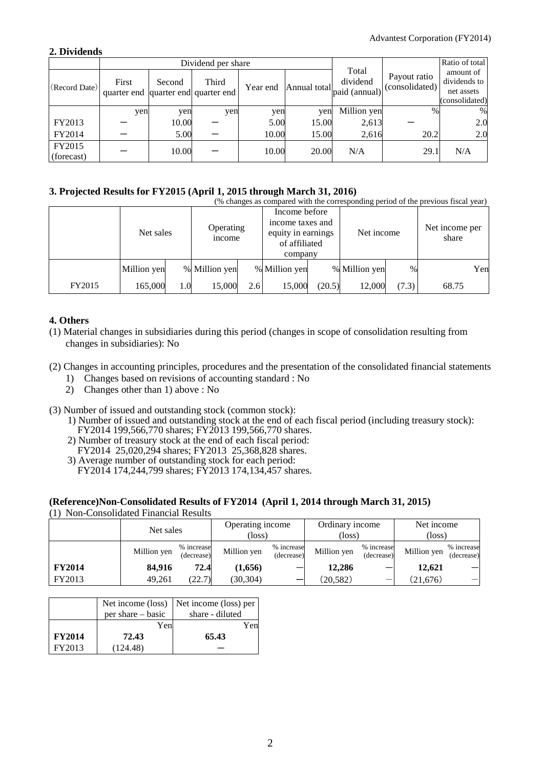## 2. Dividends

| (Record Date) | Dividend per share | | | | | Total dividend paid (annual) | Payout ratio (consolidated) | Ratio of total amount of dividends to net assets (consolidated) |
|---|---|---|---|---|---|---|---|---|
| | First quarter end | Second quarter end | Third quarter end | Year end | Annual total | | | |
| | yen | yen | yen | yen | yen | Million yen | % | % |
| FY2013 | ー | 10.00 | ー | 5.00 | 15.00 | 2,613 | ー | 2.0 |
| FY2014 | ー | 5.00 | ー | 10.00 | 15.00 | 2,616 | 20.2 | 2.0 |
| FY2015 (forecast) | ー | 10.00 | ー | 10.00 | 20.00 | N/A | 29.1 | N/A |

## 3. Projected Results for FY2015 (April 1, 2015 through March 31, 2016)

(% changes as compared with the corresponding period of the previous fiscal year)

| | Net sales | | Operating income | | Income before income taxes and equity in earnings of affiliated company | | Net income | | Net income per share |
|---|---|---|---|---|---|---|---|---|---|
| | Million yen | % | Million yen | % | Million yen | % | Million yen | % | Yen |
| FY2015 | 165,000 | 1.0 | 15,000 | 2.6 | 15,000 | (20.5) | 12,000 | (7.3) | 68.75 |

## 4. Others

(1) Material changes in subsidiaries during this period (changes in scope of consolidation resulting from changes in subsidiaries): No

(2) Changes in accounting principles, procedures and the presentation of the consolidated financial statements
1) Changes based on revisions of accounting standard : No
2) Changes other than 1) above : No

(3) Number of issued and outstanding stock (common stock):
1) Number of issued and outstanding stock at the end of each fiscal period (including treasury stock):
FY2014 199,566,770 shares; FY2013 199,566,770 shares.
2) Number of treasury stock at the end of each fiscal period:
FY2014 25,020,294 shares; FY2013 25,368,828 shares.
3) Average number of outstanding stock for each period:
FY2014 174,244,799 shares; FY2013 174,134,457 shares.

## (Reference)Non-Consolidated Results of FY2014 (April 1, 2014 through March 31, 2015)

(1) Non-Consolidated Financial Results

| | Net sales | | Operating income (loss) | | Ordinary income (loss) | | Net income (loss) | |
|---|---|---|---|---|---|---|---|---|
| | Million yen | % increase (decrease) | Million yen | % increase (decrease) | Million yen | % increase (decrease) | Million yen | % increase (decrease) |
| **FY2014** | **84,916** | **72.4** | **(1,656)** | ― | **12,286** | ― | **12,621** | ― |
| FY2013 | 49,261 | (22.7) | (30,304) | ― | (20,582) | ― | (21,676) | ― |

| | Net income (loss) per share – basic | Net income (loss) per share - diluted |
|---|---|---|
| | Yen | Yen |
| **FY2014** | **72.43** | **65.43** |
| FY2013 | (124.48) | ― |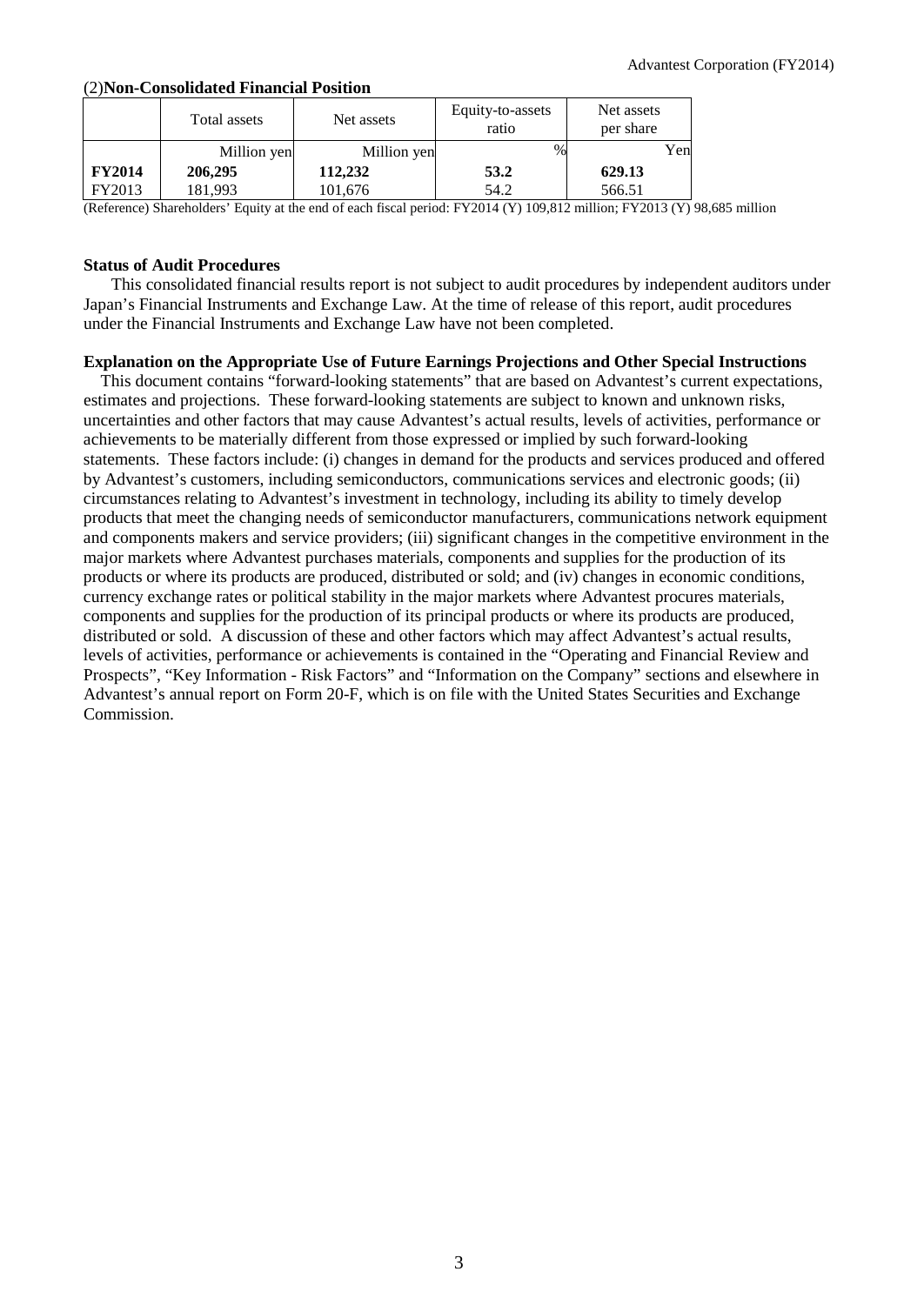(2)**Non-Consolidated Financial Position**

| | Total assets | Net assets | Equity-to-assets ratio | Net assets per share |
|---|---|---|---|---|
| | Million yen | Million yen | % | Yen |
| **FY2014** | **206,295** | **112,232** | **53.2** | **629.13** |
| FY2013 | 181,993 | 101,676 | 54.2 | 566.51 |

(Reference) Shareholders' Equity at the end of each fiscal period: FY2014 (Y) 109,812 million; FY2013 (Y) 98,685 million

**Status of Audit Procedures**

This consolidated financial results report is not subject to audit procedures by independent auditors under Japan's Financial Instruments and Exchange Law. At the time of release of this report, audit procedures under the Financial Instruments and Exchange Law have not been completed.

**Explanation on the Appropriate Use of Future Earnings Projections and Other Special Instructions**

This document contains "forward-looking statements" that are based on Advantest's current expectations, estimates and projections. These forward-looking statements are subject to known and unknown risks, uncertainties and other factors that may cause Advantest's actual results, levels of activities, performance or achievements to be materially different from those expressed or implied by such forward-looking statements. These factors include: (i) changes in demand for the products and services produced and offered by Advantest's customers, including semiconductors, communications services and electronic goods; (ii) circumstances relating to Advantest's investment in technology, including its ability to timely develop products that meet the changing needs of semiconductor manufacturers, communications network equipment and components makers and service providers; (iii) significant changes in the competitive environment in the major markets where Advantest purchases materials, components and supplies for the production of its products or where its products are produced, distributed or sold; and (iv) changes in economic conditions, currency exchange rates or political stability in the major markets where Advantest procures materials, components and supplies for the production of its principal products or where its products are produced, distributed or sold. A discussion of these and other factors which may affect Advantest's actual results, levels of activities, performance or achievements is contained in the "Operating and Financial Review and Prospects", "Key Information - Risk Factors" and "Information on the Company" sections and elsewhere in Advantest's annual report on Form 20-F, which is on file with the United States Securities and Exchange Commission.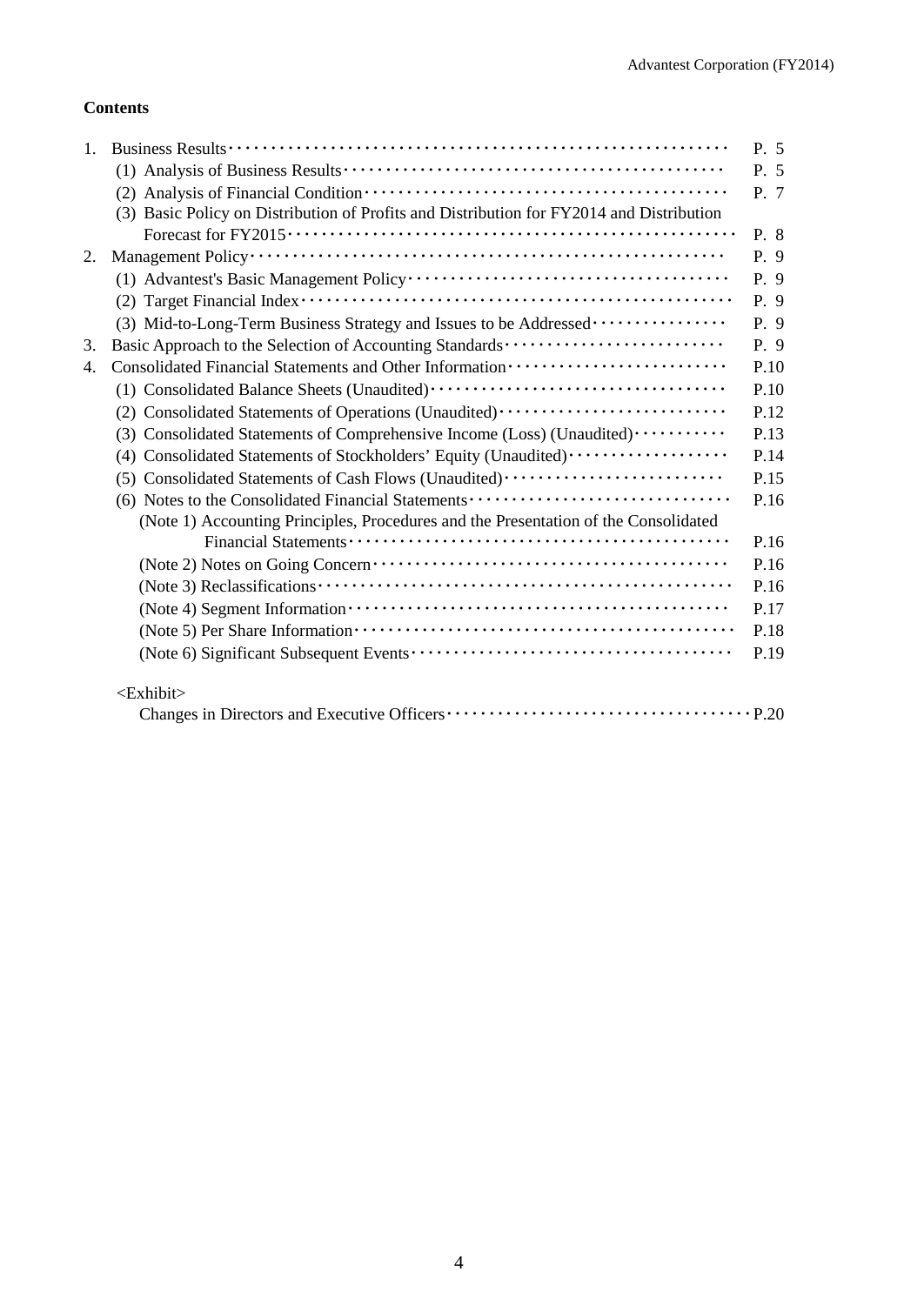**Contents**

| | | |
|---|---|---|
| 1. | Business Results | P. 5 |
| | (1) Analysis of Business Results | P. 5 |
| | (2) Analysis of Financial Condition | P. 7 |
| | (3) Basic Policy on Distribution of Profits and Distribution for FY2014 and Distribution Forecast for FY2015 | P. 8 |
| 2. | Management Policy | P. 9 |
| | (1) Advantest's Basic Management Policy | P. 9 |
| | (2) Target Financial Index | P. 9 |
| | (3) Mid-to-Long-Term Business Strategy and Issues to be Addressed | P. 9 |
| 3. | Basic Approach to the Selection of Accounting Standards | P. 9 |
| 4. | Consolidated Financial Statements and Other Information | P.10 |
| | (1) Consolidated Balance Sheets (Unaudited) | P.10 |
| | (2) Consolidated Statements of Operations (Unaudited) | P.12 |
| | (3) Consolidated Statements of Comprehensive Income (Loss) (Unaudited) | P.13 |
| | (4) Consolidated Statements of Stockholders' Equity (Unaudited) | P.14 |
| | (5) Consolidated Statements of Cash Flows (Unaudited) | P.15 |
| | (6) Notes to the Consolidated Financial Statements | P.16 |
| | (Note 1) Accounting Principles, Procedures and the Presentation of the Consolidated Financial Statements | P.16 |
| | (Note 2) Notes on Going Concern | P.16 |
| | (Note 3) Reclassifications | P.16 |
| | (Note 4) Segment Information | P.17 |
| | (Note 5) Per Share Information | P.18 |
| | (Note 6) Significant Subsequent Events | P.19 |

<Exhibit>

Changes in Directors and Executive Officers ··· P.20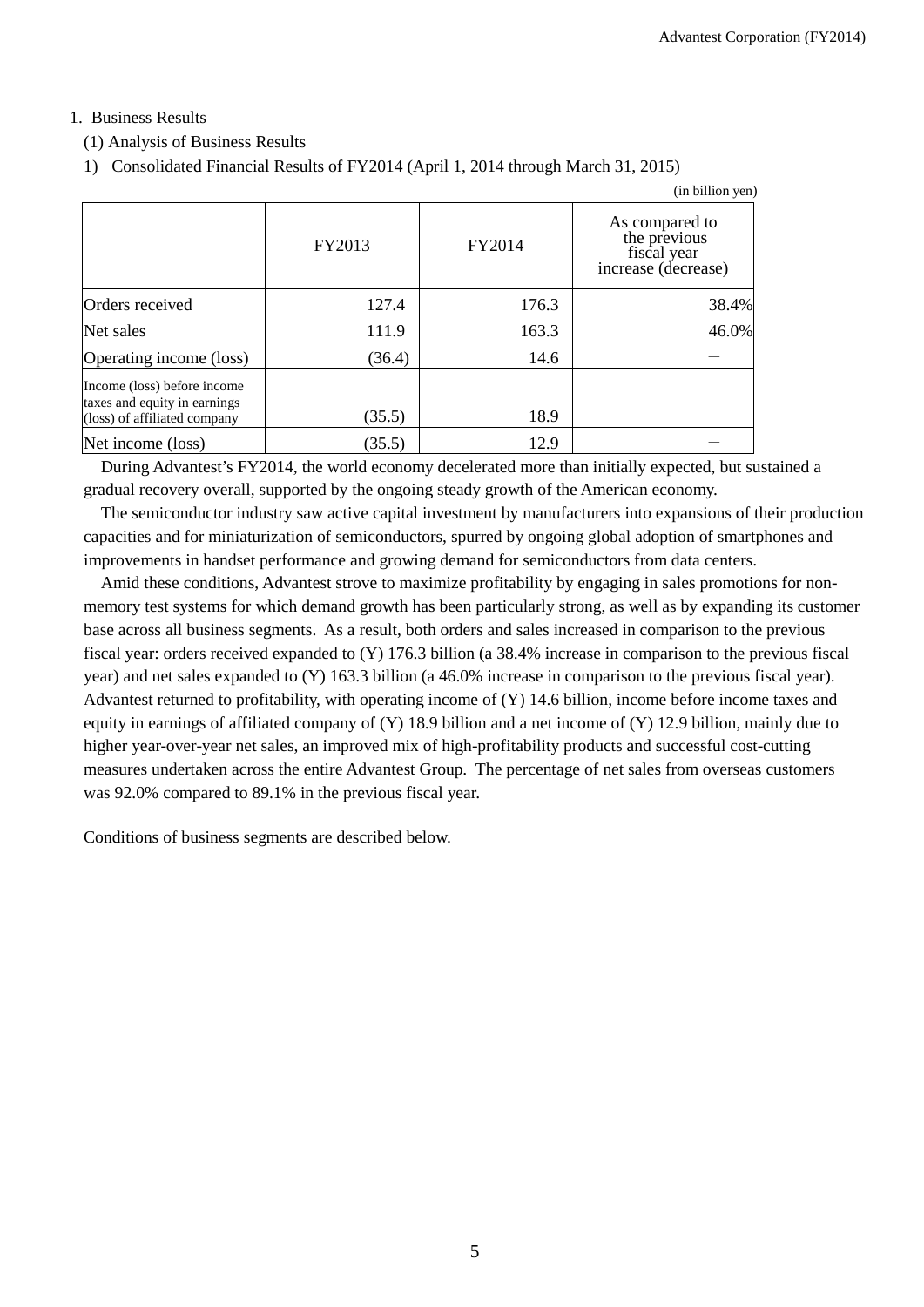## 1. Business Results

### (1) Analysis of Business Results

#### 1) Consolidated Financial Results of FY2014 (April 1, 2014 through March 31, 2015)

(in billion yen)

|  | FY2013 | FY2014 | As compared to the previous fiscal year increase (decrease) |
|---|---|---|---|
| Orders received | 127.4 | 176.3 | 38.4% |
| Net sales | 111.9 | 163.3 | 46.0% |
| Operating income (loss) | (36.4) | 14.6 | － |
| Income (loss) before income taxes and equity in earnings (loss) of affiliated company | (35.5) | 18.9 | － |
| Net income (loss) | (35.5) | 12.9 | － |

During Advantest's FY2014, the world economy decelerated more than initially expected, but sustained a gradual recovery overall, supported by the ongoing steady growth of the American economy.

The semiconductor industry saw active capital investment by manufacturers into expansions of their production capacities and for miniaturization of semiconductors, spurred by ongoing global adoption of smartphones and improvements in handset performance and growing demand for semiconductors from data centers.

Amid these conditions, Advantest strove to maximize profitability by engaging in sales promotions for non-memory test systems for which demand growth has been particularly strong, as well as by expanding its customer base across all business segments. As a result, both orders and sales increased in comparison to the previous fiscal year: orders received expanded to (Y) 176.3 billion (a 38.4% increase in comparison to the previous fiscal year) and net sales expanded to (Y) 163.3 billion (a 46.0% increase in comparison to the previous fiscal year). Advantest returned to profitability, with operating income of (Y) 14.6 billion, income before income taxes and equity in earnings of affiliated company of (Y) 18.9 billion and a net income of (Y) 12.9 billion, mainly due to higher year-over-year net sales, an improved mix of high-profitability products and successful cost-cutting measures undertaken across the entire Advantest Group. The percentage of net sales from overseas customers was 92.0% compared to 89.1% in the previous fiscal year.

Conditions of business segments are described below.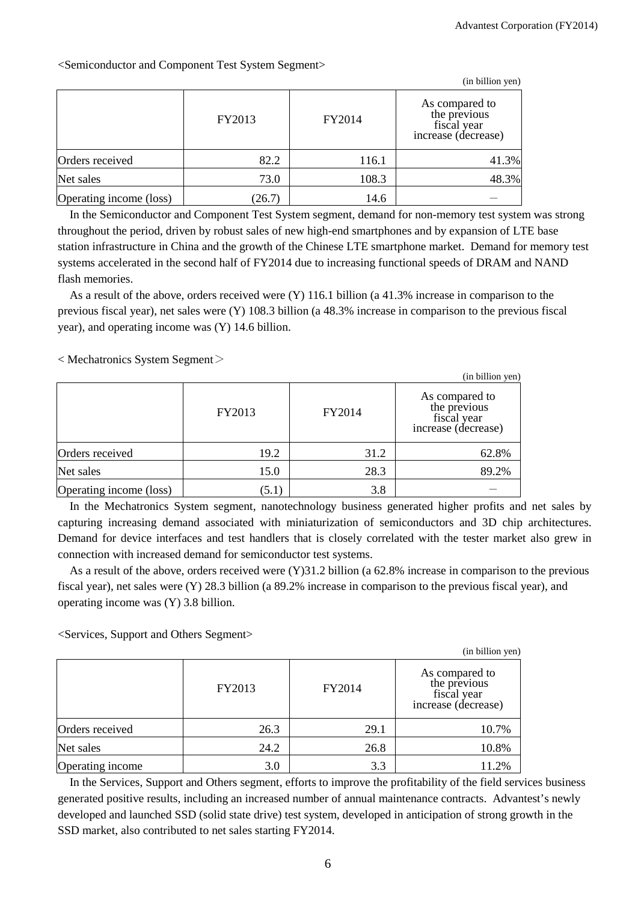<Semiconductor and Component Test System Segment>

(in billion yen)

| | FY2013 | FY2014 | As compared to the previous fiscal year increase (decrease) |
|---|---|---|---|
| Orders received | 82.2 | 116.1 | 41.3% |
| Net sales | 73.0 | 108.3 | 48.3% |
| Operating income (loss) | (26.7) | 14.6 | ― |

In the Semiconductor and Component Test System segment, demand for non-memory test system was strong throughout the period, driven by robust sales of new high-end smartphones and by expansion of LTE base station infrastructure in China and the growth of the Chinese LTE smartphone market. Demand for memory test systems accelerated in the second half of FY2014 due to increasing functional speeds of DRAM and NAND flash memories.

As a result of the above, orders received were (Y) 116.1 billion (a 41.3% increase in comparison to the previous fiscal year), net sales were (Y) 108.3 billion (a 48.3% increase in comparison to the previous fiscal year), and operating income was (Y) 14.6 billion.

< Mechatronics System Segment＞

(in billion yen)

| | FY2013 | FY2014 | As compared to the previous fiscal year increase (decrease) |
|---|---|---|---|
| Orders received | 19.2 | 31.2 | 62.8% |
| Net sales | 15.0 | 28.3 | 89.2% |
| Operating income (loss) | (5.1) | 3.8 | ― |

In the Mechatronics System segment, nanotechnology business generated higher profits and net sales by capturing increasing demand associated with miniaturization of semiconductors and 3D chip architectures. Demand for device interfaces and test handlers that is closely correlated with the tester market also grew in connection with increased demand for semiconductor test systems.

As a result of the above, orders received were (Y)31.2 billion (a 62.8% increase in comparison to the previous fiscal year), net sales were (Y) 28.3 billion (a 89.2% increase in comparison to the previous fiscal year), and operating income was (Y) 3.8 billion.

<Services, Support and Others Segment>

(in billion yen)

| | FY2013 | FY2014 | As compared to the previous fiscal year increase (decrease) |
|---|---|---|---|
| Orders received | 26.3 | 29.1 | 10.7% |
| Net sales | 24.2 | 26.8 | 10.8% |
| Operating income | 3.0 | 3.3 | 11.2% |

In the Services, Support and Others segment, efforts to improve the profitability of the field services business generated positive results, including an increased number of annual maintenance contracts. Advantest's newly developed and launched SSD (solid state drive) test system, developed in anticipation of strong growth in the SSD market, also contributed to net sales starting FY2014.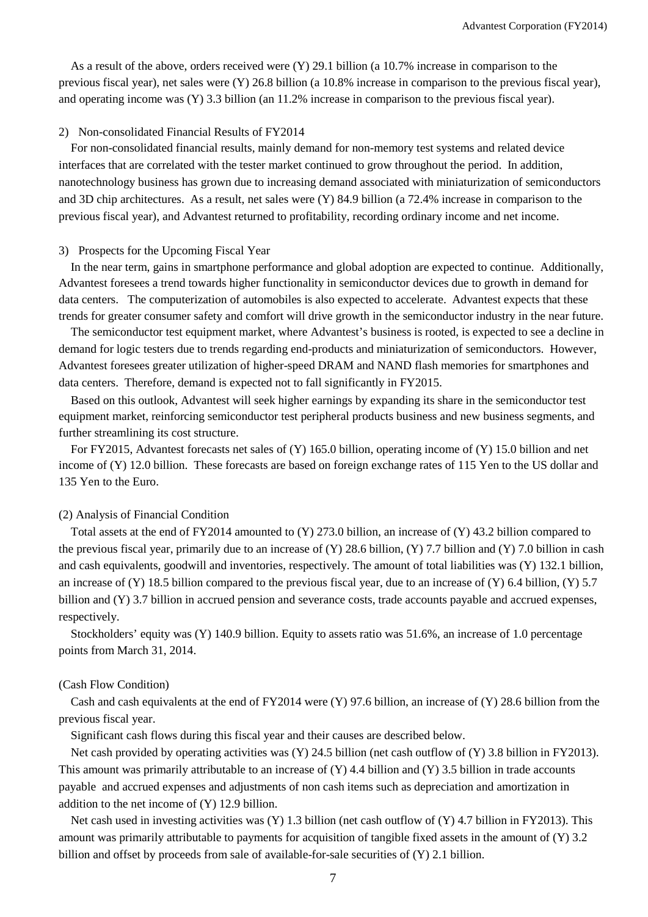As a result of the above, orders received were (Y) 29.1 billion (a 10.7% increase in comparison to the previous fiscal year), net sales were (Y) 26.8 billion (a 10.8% increase in comparison to the previous fiscal year), and operating income was (Y) 3.3 billion (an 11.2% increase in comparison to the previous fiscal year).

2) Non-consolidated Financial Results of FY2014

For non-consolidated financial results, mainly demand for non-memory test systems and related device interfaces that are correlated with the tester market continued to grow throughout the period. In addition, nanotechnology business has grown due to increasing demand associated with miniaturization of semiconductors and 3D chip architectures. As a result, net sales were (Y) 84.9 billion (a 72.4% increase in comparison to the previous fiscal year), and Advantest returned to profitability, recording ordinary income and net income.

3) Prospects for the Upcoming Fiscal Year

In the near term, gains in smartphone performance and global adoption are expected to continue. Additionally, Advantest foresees a trend towards higher functionality in semiconductor devices due to growth in demand for data centers. The computerization of automobiles is also expected to accelerate. Advantest expects that these trends for greater consumer safety and comfort will drive growth in the semiconductor industry in the near future.

The semiconductor test equipment market, where Advantest's business is rooted, is expected to see a decline in demand for logic testers due to trends regarding end-products and miniaturization of semiconductors. However, Advantest foresees greater utilization of higher-speed DRAM and NAND flash memories for smartphones and data centers. Therefore, demand is expected not to fall significantly in FY2015.

Based on this outlook, Advantest will seek higher earnings by expanding its share in the semiconductor test equipment market, reinforcing semiconductor test peripheral products business and new business segments, and further streamlining its cost structure.

For FY2015, Advantest forecasts net sales of (Y) 165.0 billion, operating income of (Y) 15.0 billion and net income of (Y) 12.0 billion. These forecasts are based on foreign exchange rates of 115 Yen to the US dollar and 135 Yen to the Euro.

(2) Analysis of Financial Condition

Total assets at the end of FY2014 amounted to (Y) 273.0 billion, an increase of (Y) 43.2 billion compared to the previous fiscal year, primarily due to an increase of (Y) 28.6 billion, (Y) 7.7 billion and (Y) 7.0 billion in cash and cash equivalents, goodwill and inventories, respectively. The amount of total liabilities was (Y) 132.1 billion, an increase of (Y) 18.5 billion compared to the previous fiscal year, due to an increase of (Y) 6.4 billion, (Y) 5.7 billion and (Y) 3.7 billion in accrued pension and severance costs, trade accounts payable and accrued expenses, respectively.

Stockholders' equity was (Y) 140.9 billion. Equity to assets ratio was 51.6%, an increase of 1.0 percentage points from March 31, 2014.

(Cash Flow Condition)

Cash and cash equivalents at the end of FY2014 were (Y) 97.6 billion, an increase of (Y) 28.6 billion from the previous fiscal year.

Significant cash flows during this fiscal year and their causes are described below.

Net cash provided by operating activities was (Y) 24.5 billion (net cash outflow of (Y) 3.8 billion in FY2013). This amount was primarily attributable to an increase of (Y) 4.4 billion and (Y) 3.5 billion in trade accounts payable and accrued expenses and adjustments of non cash items such as depreciation and amortization in addition to the net income of (Y) 12.9 billion.

Net cash used in investing activities was (Y) 1.3 billion (net cash outflow of (Y) 4.7 billion in FY2013). This amount was primarily attributable to payments for acquisition of tangible fixed assets in the amount of (Y) 3.2 billion and offset by proceeds from sale of available-for-sale securities of (Y) 2.1 billion.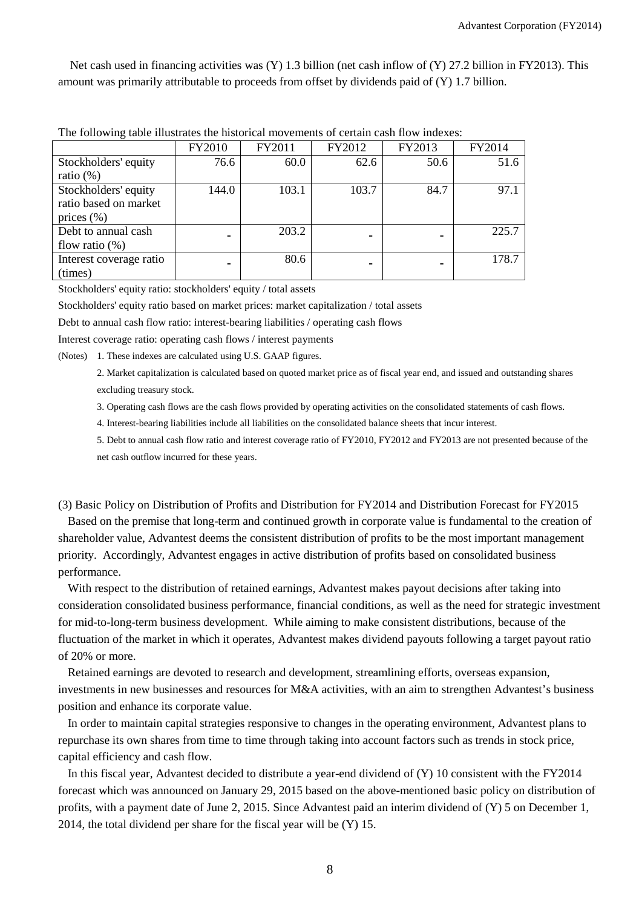Net cash used in financing activities was (Y) 1.3 billion (net cash inflow of (Y) 27.2 billion in FY2013). This amount was primarily attributable to proceeds from offset by dividends paid of (Y) 1.7 billion.

The following table illustrates the historical movements of certain cash flow indexes:

| | FY2010 | FY2011 | FY2012 | FY2013 | FY2014 |
|---|---|---|---|---|---|
| Stockholders' equity ratio (%) | 76.6 | 60.0 | 62.6 | 50.6 | 51.6 |
| Stockholders' equity ratio based on market prices (%) | 144.0 | 103.1 | 103.7 | 84.7 | 97.1 |
| Debt to annual cash flow ratio (%) | - | 203.2 | - | - | 225.7 |
| Interest coverage ratio (times) | - | 80.6 | - | - | 178.7 |

Stockholders' equity ratio: stockholders' equity / total assets

Stockholders' equity ratio based on market prices: market capitalization / total assets

Debt to annual cash flow ratio: interest-bearing liabilities / operating cash flows

Interest coverage ratio: operating cash flows / interest payments

(Notes) 1. These indexes are calculated using U.S. GAAP figures.

2. Market capitalization is calculated based on quoted market price as of fiscal year end, and issued and outstanding shares excluding treasury stock.

3. Operating cash flows are the cash flows provided by operating activities on the consolidated statements of cash flows.

4. Interest-bearing liabilities include all liabilities on the consolidated balance sheets that incur interest.

5. Debt to annual cash flow ratio and interest coverage ratio of FY2010, FY2012 and FY2013 are not presented because of the net cash outflow incurred for these years.

(3) Basic Policy on Distribution of Profits and Distribution for FY2014 and Distribution Forecast for FY2015

Based on the premise that long-term and continued growth in corporate value is fundamental to the creation of shareholder value, Advantest deems the consistent distribution of profits to be the most important management priority. Accordingly, Advantest engages in active distribution of profits based on consolidated business performance.

With respect to the distribution of retained earnings, Advantest makes payout decisions after taking into consideration consolidated business performance, financial conditions, as well as the need for strategic investment for mid-to-long-term business development. While aiming to make consistent distributions, because of the fluctuation of the market in which it operates, Advantest makes dividend payouts following a target payout ratio of 20% or more.

Retained earnings are devoted to research and development, streamlining efforts, overseas expansion, investments in new businesses and resources for M&A activities, with an aim to strengthen Advantest's business position and enhance its corporate value.

In order to maintain capital strategies responsive to changes in the operating environment, Advantest plans to repurchase its own shares from time to time through taking into account factors such as trends in stock price, capital efficiency and cash flow.

In this fiscal year, Advantest decided to distribute a year-end dividend of (Y) 10 consistent with the FY2014 forecast which was announced on January 29, 2015 based on the above-mentioned basic policy on distribution of profits, with a payment date of June 2, 2015. Since Advantest paid an interim dividend of (Y) 5 on December 1, 2014, the total dividend per share for the fiscal year will be (Y) 15.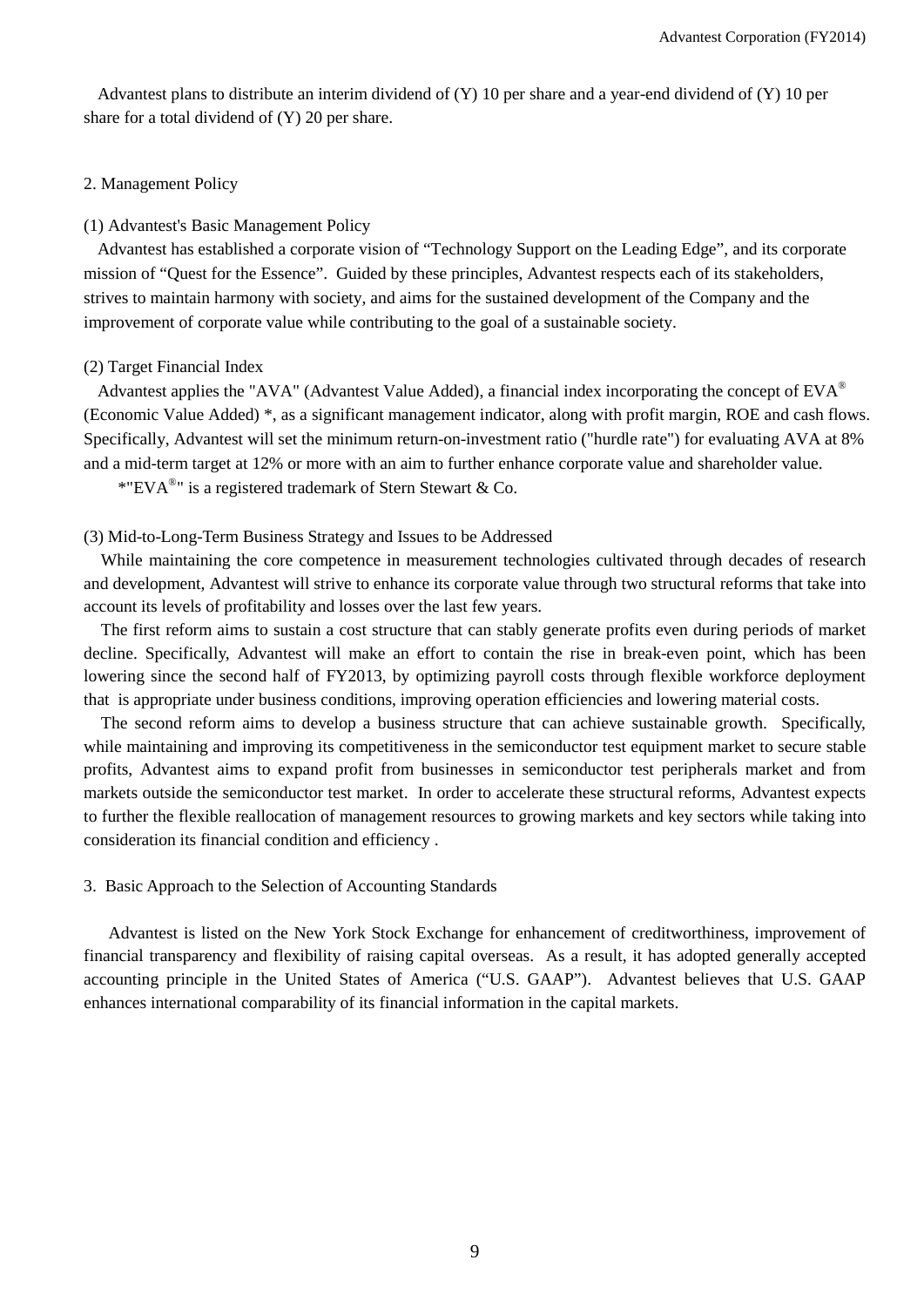Advantest plans to distribute an interim dividend of (Y) 10 per share and a year-end dividend of (Y) 10 per share for a total dividend of (Y) 20 per share.

## 2. Management Policy

### (1) Advantest's Basic Management Policy

Advantest has established a corporate vision of "Technology Support on the Leading Edge", and its corporate mission of "Quest for the Essence". Guided by these principles, Advantest respects each of its stakeholders, strives to maintain harmony with society, and aims for the sustained development of the Company and the improvement of corporate value while contributing to the goal of a sustainable society.

### (2) Target Financial Index

Advantest applies the "AVA" (Advantest Value Added), a financial index incorporating the concept of EVA® (Economic Value Added) *, as a significant management indicator, along with profit margin, ROE and cash flows. Specifically, Advantest will set the minimum return-on-investment ratio ("hurdle rate") for evaluating AVA at 8% and a mid-term target at 12% or more with an aim to further enhance corporate value and shareholder value.

*"EVA®" is a registered trademark of Stern Stewart & Co.

### (3) Mid-to-Long-Term Business Strategy and Issues to be Addressed

While maintaining the core competence in measurement technologies cultivated through decades of research and development, Advantest will strive to enhance its corporate value through two structural reforms that take into account its levels of profitability and losses over the last few years.

The first reform aims to sustain a cost structure that can stably generate profits even during periods of market decline. Specifically, Advantest will make an effort to contain the rise in break-even point, which has been lowering since the second half of FY2013, by optimizing payroll costs through flexible workforce deployment that is appropriate under business conditions, improving operation efficiencies and lowering material costs.

The second reform aims to develop a business structure that can achieve sustainable growth. Specifically, while maintaining and improving its competitiveness in the semiconductor test equipment market to secure stable profits, Advantest aims to expand profit from businesses in semiconductor test peripherals market and from markets outside the semiconductor test market. In order to accelerate these structural reforms, Advantest expects to further the flexible reallocation of management resources to growing markets and key sectors while taking into consideration its financial condition and efficiency .

## 3. Basic Approach to the Selection of Accounting Standards

Advantest is listed on the New York Stock Exchange for enhancement of creditworthiness, improvement of financial transparency and flexibility of raising capital overseas. As a result, it has adopted generally accepted accounting principle in the United States of America ("U.S. GAAP"). Advantest believes that U.S. GAAP enhances international comparability of its financial information in the capital markets.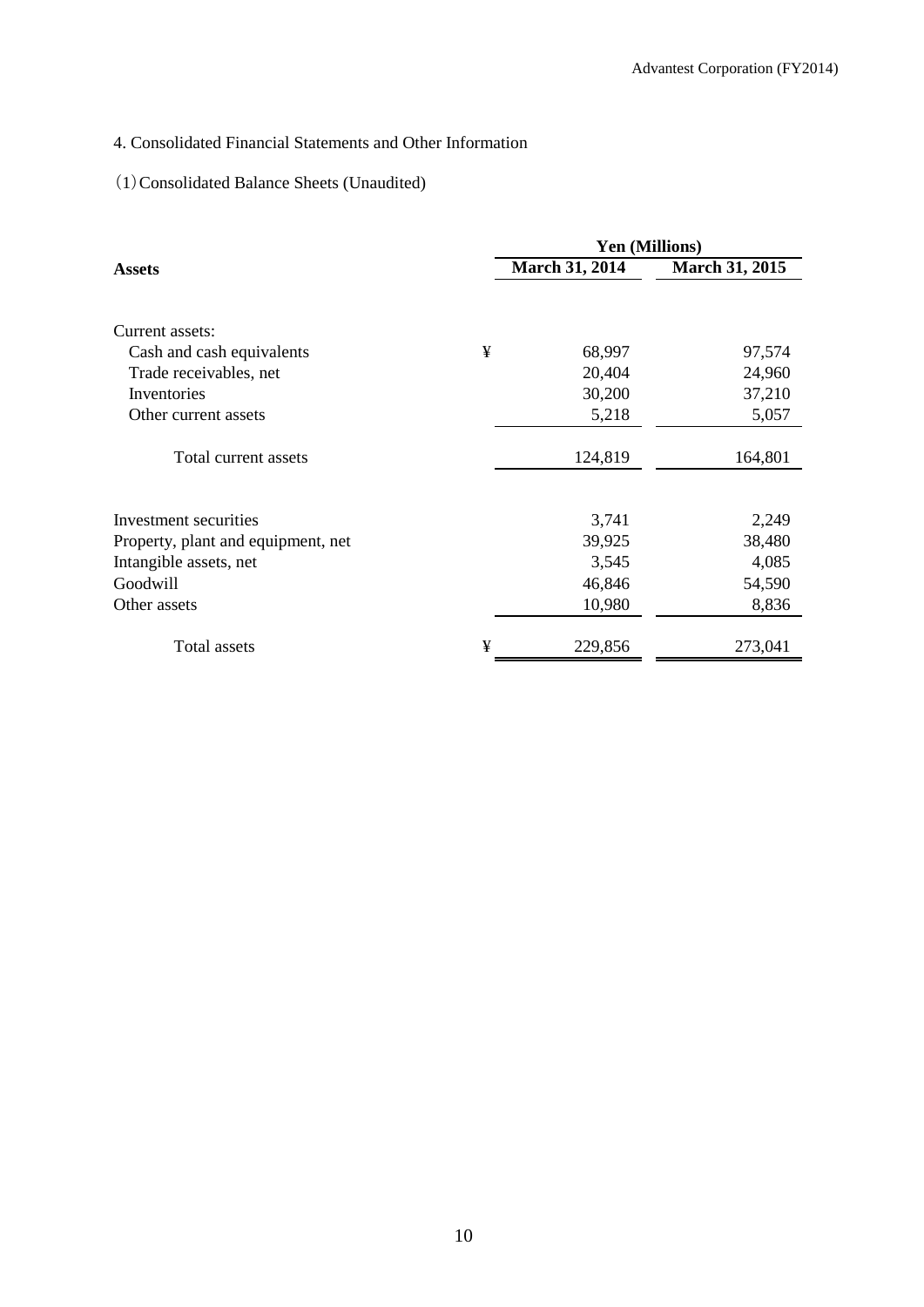4. Consolidated Financial Statements and Other Information

(1) Consolidated Balance Sheets (Unaudited)

| Assets | | Yen (Millions) | |
|---|---|---|---|
| | | March 31, 2014 | March 31, 2015 |
| Current assets: | | | |
| Cash and cash equivalents | ¥ | 68,997 | 97,574 |
| Trade receivables, net | | 20,404 | 24,960 |
| Inventories | | 30,200 | 37,210 |
| Other current assets | | 5,218 | 5,057 |
| Total current assets | | 124,819 | 164,801 |
| Investment securities | | 3,741 | 2,249 |
| Property, plant and equipment, net | | 39,925 | 38,480 |
| Intangible assets, net | | 3,545 | 4,085 |
| Goodwill | | 46,846 | 54,590 |
| Other assets | | 10,980 | 8,836 |
| Total assets | ¥ | 229,856 | 273,041 |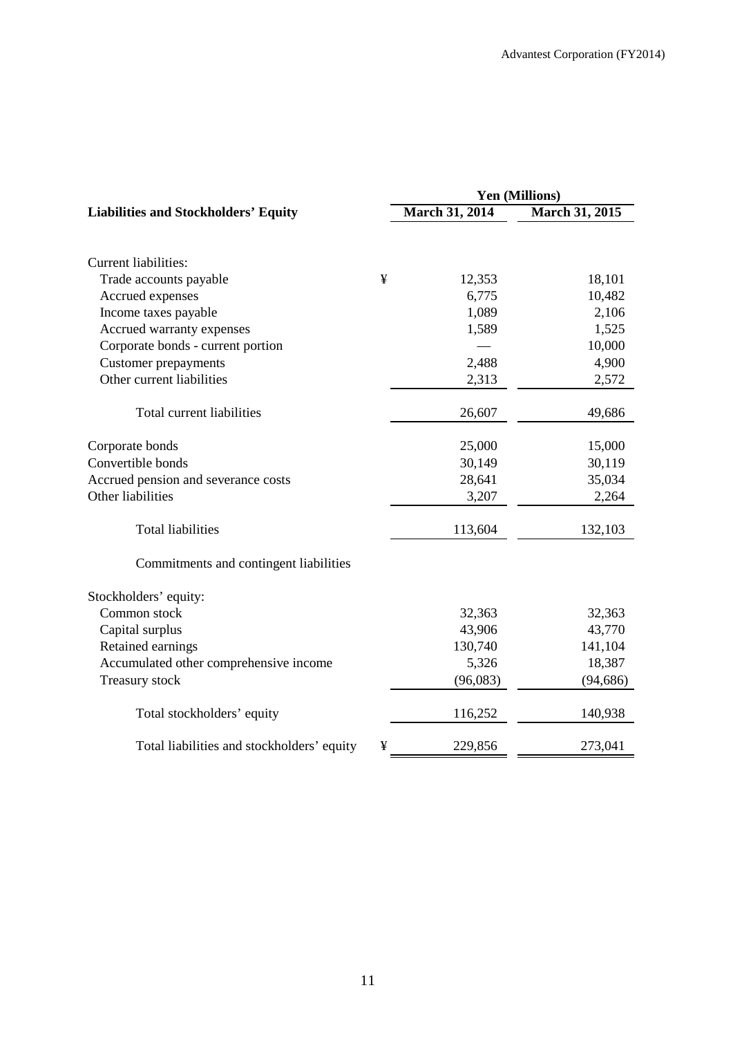| Liabilities and Stockholders' Equity | | Yen (Millions) | |
|---|---|---|---|
| | | March 31, 2014 | March 31, 2015 |
| Current liabilities: | | | |
| Trade accounts payable | ¥ | 12,353 | 18,101 |
| Accrued expenses | | 6,775 | 10,482 |
| Income taxes payable | | 1,089 | 2,106 |
| Accrued warranty expenses | | 1,589 | 1,525 |
| Corporate bonds - current portion | | — | 10,000 |
| Customer prepayments | | 2,488 | 4,900 |
| Other current liabilities | | 2,313 | 2,572 |
| Total current liabilities | | 26,607 | 49,686 |
| Corporate bonds | | 25,000 | 15,000 |
| Convertible bonds | | 30,149 | 30,119 |
| Accrued pension and severance costs | | 28,641 | 35,034 |
| Other liabilities | | 3,207 | 2,264 |
| Total liabilities | | 113,604 | 132,103 |
| Commitments and contingent liabilities | | | |
| Stockholders' equity: | | | |
| Common stock | | 32,363 | 32,363 |
| Capital surplus | | 43,906 | 43,770 |
| Retained earnings | | 130,740 | 141,104 |
| Accumulated other comprehensive income | | 5,326 | 18,387 |
| Treasury stock | | (96,083) | (94,686) |
| Total stockholders' equity | | 116,252 | 140,938 |
| Total liabilities and stockholders' equity | ¥ | 229,856 | 273,041 |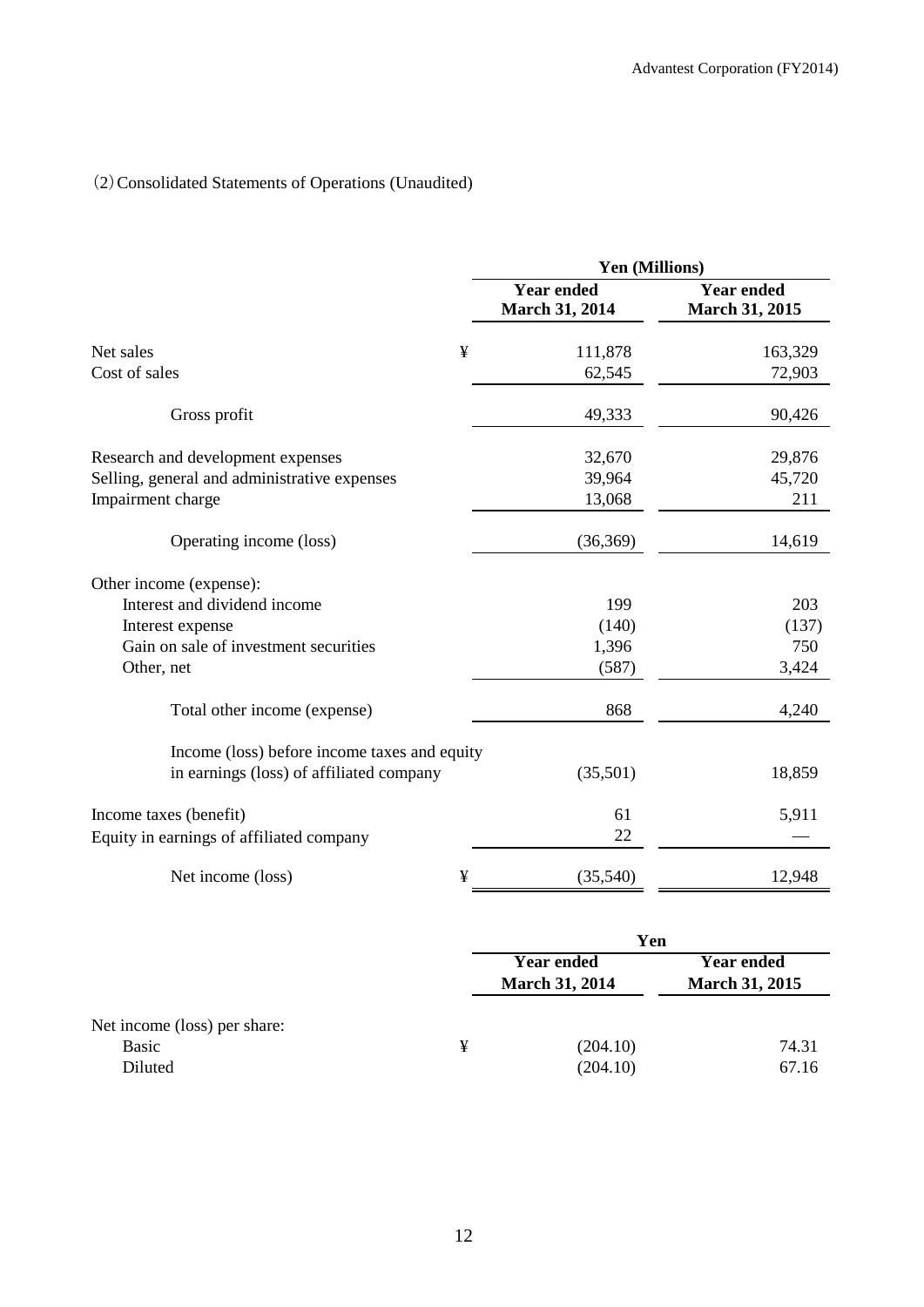(2) Consolidated Statements of Operations (Unaudited)

| | Yen (Millions) | |
|---|---|---|
| | Year ended March 31, 2014 | Year ended March 31, 2015 |
| Net sales | ¥ 111,878 | 163,329 |
| Cost of sales | 62,545 | 72,903 |
| Gross profit | 49,333 | 90,426 |
| Research and development expenses | 32,670 | 29,876 |
| Selling, general and administrative expenses | 39,964 | 45,720 |
| Impairment charge | 13,068 | 211 |
| Operating income (loss) | (36,369) | 14,619 |
| Other income (expense): | | |
| Interest and dividend income | 199 | 203 |
| Interest expense | (140) | (137) |
| Gain on sale of investment securities | 1,396 | 750 |
| Other, net | (587) | 3,424 |
| Total other income (expense) | 868 | 4,240 |
| Income (loss) before income taxes and equity in earnings (loss) of affiliated company | (35,501) | 18,859 |
| Income taxes (benefit) | 61 | 5,911 |
| Equity in earnings of affiliated company | 22 | — |
| Net income (loss) | ¥ (35,540) | 12,948 |

| | Yen | |
|---|---|---|
| | Year ended March 31, 2014 | Year ended March 31, 2015 |
| Net income (loss) per share: | | |
| Basic | ¥ (204.10) | 74.31 |
| Diluted | (204.10) | 67.16 |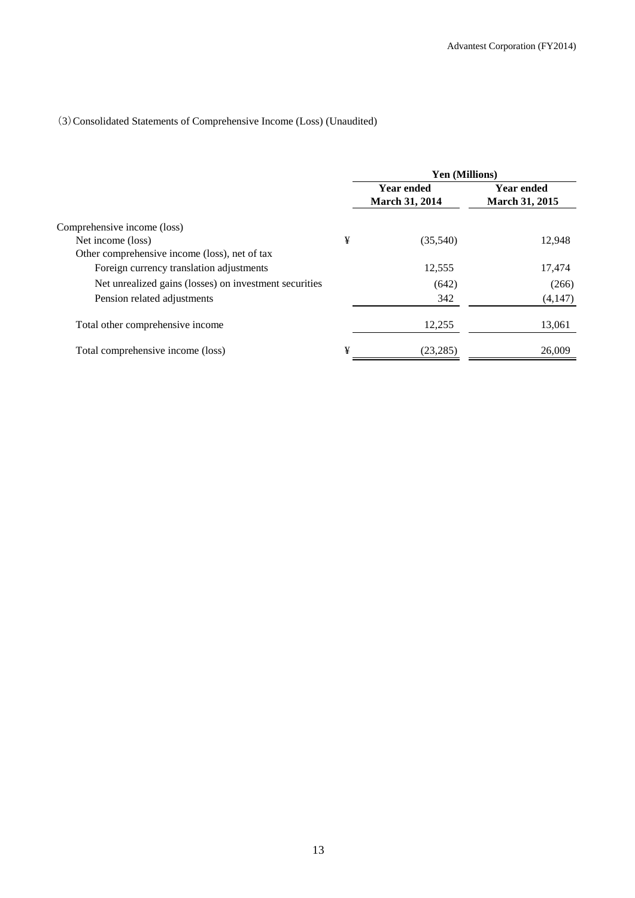(3) Consolidated Statements of Comprehensive Income (Loss) (Unaudited)

| | | Yen (Millions) | |
|---|---|---|---|
| | | Year ended March 31, 2014 | Year ended March 31, 2015 |
| Comprehensive income (loss) | | | |
| Net income (loss) | ¥ | (35,540) | 12,948 |
| Other comprehensive income (loss), net of tax | | | |
| Foreign currency translation adjustments | | 12,555 | 17,474 |
| Net unrealized gains (losses) on investment securities | | (642) | (266) |
| Pension related adjustments | | 342 | (4,147) |
| Total other comprehensive income | | 12,255 | 13,061 |
| Total comprehensive income (loss) | ¥ | (23,285) | 26,009 |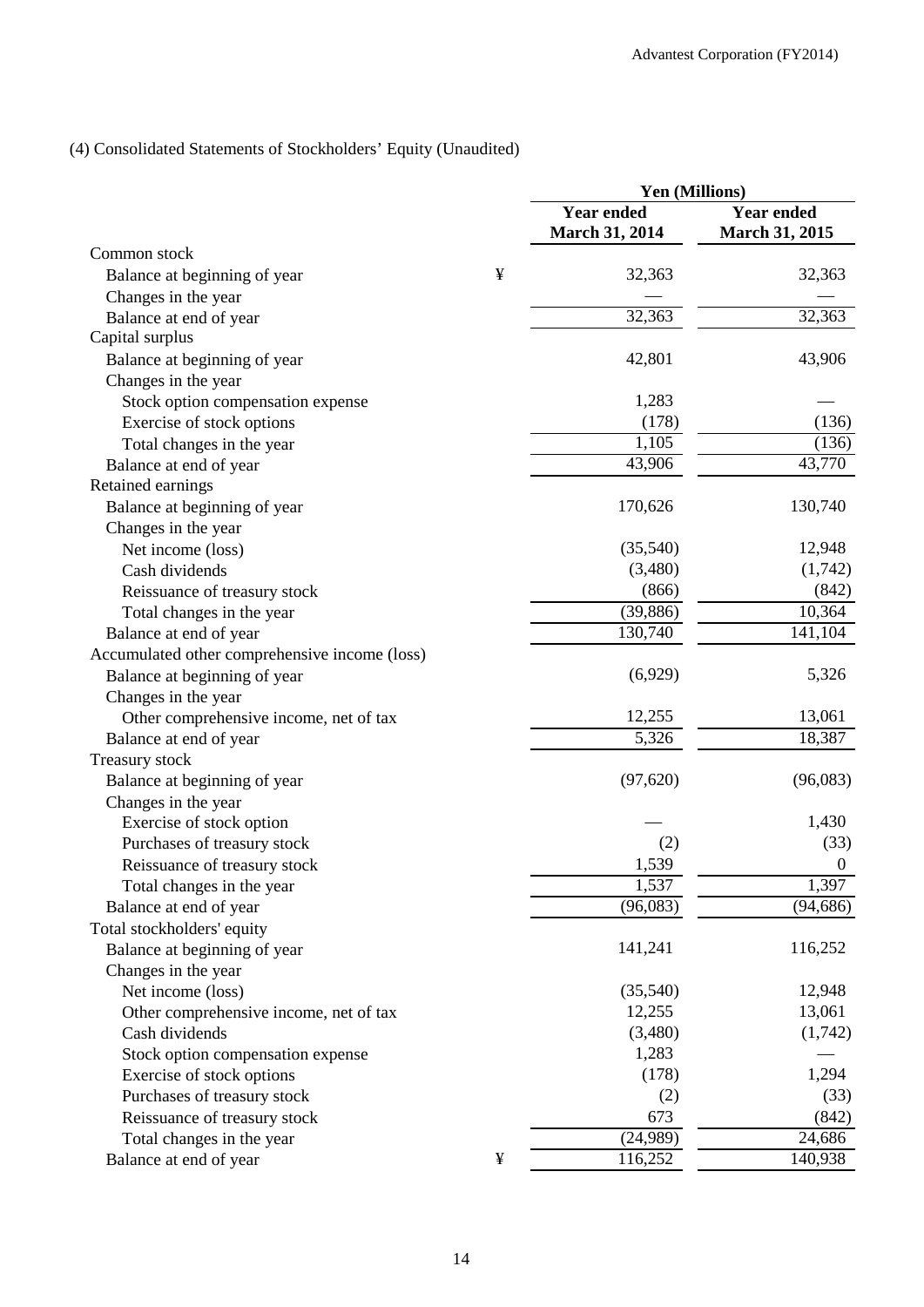(4) Consolidated Statements of Stockholders' Equity (Unaudited)

| | | Yen (Millions) | |
|---|---|---|---|
| | | Year ended March 31, 2014 | Year ended March 31, 2015 |
| Common stock | | | |
| Balance at beginning of year | ¥ | 32,363 | 32,363 |
| Changes in the year | | — | — |
| Balance at end of year | | 32,363 | 32,363 |
| Capital surplus | | | |
| Balance at beginning of year | | 42,801 | 43,906 |
| Changes in the year | | | |
| Stock option compensation expense | | 1,283 | — |
| Exercise of stock options | | (178) | (136) |
| Total changes in the year | | 1,105 | (136) |
| Balance at end of year | | 43,906 | 43,770 |
| Retained earnings | | | |
| Balance at beginning of year | | 170,626 | 130,740 |
| Changes in the year | | | |
| Net income (loss) | | (35,540) | 12,948 |
| Cash dividends | | (3,480) | (1,742) |
| Reissuance of treasury stock | | (866) | (842) |
| Total changes in the year | | (39,886) | 10,364 |
| Balance at end of year | | 130,740 | 141,104 |
| Accumulated other comprehensive income (loss) | | | |
| Balance at beginning of year | | (6,929) | 5,326 |
| Changes in the year | | | |
| Other comprehensive income, net of tax | | 12,255 | 13,061 |
| Balance at end of year | | 5,326 | 18,387 |
| Treasury stock | | | |
| Balance at beginning of year | | (97,620) | (96,083) |
| Changes in the year | | | |
| Exercise of stock option | | — | 1,430 |
| Purchases of treasury stock | | (2) | (33) |
| Reissuance of treasury stock | | 1,539 | 0 |
| Total changes in the year | | 1,537 | 1,397 |
| Balance at end of year | | (96,083) | (94,686) |
| Total stockholders' equity | | | |
| Balance at beginning of year | | 141,241 | 116,252 |
| Changes in the year | | | |
| Net income (loss) | | (35,540) | 12,948 |
| Other comprehensive income, net of tax | | 12,255 | 13,061 |
| Cash dividends | | (3,480) | (1,742) |
| Stock option compensation expense | | 1,283 | — |
| Exercise of stock options | | (178) | 1,294 |
| Purchases of treasury stock | | (2) | (33) |
| Reissuance of treasury stock | | 673 | (842) |
| Total changes in the year | | (24,989) | 24,686 |
| Balance at end of year | ¥ | 116,252 | 140,938 |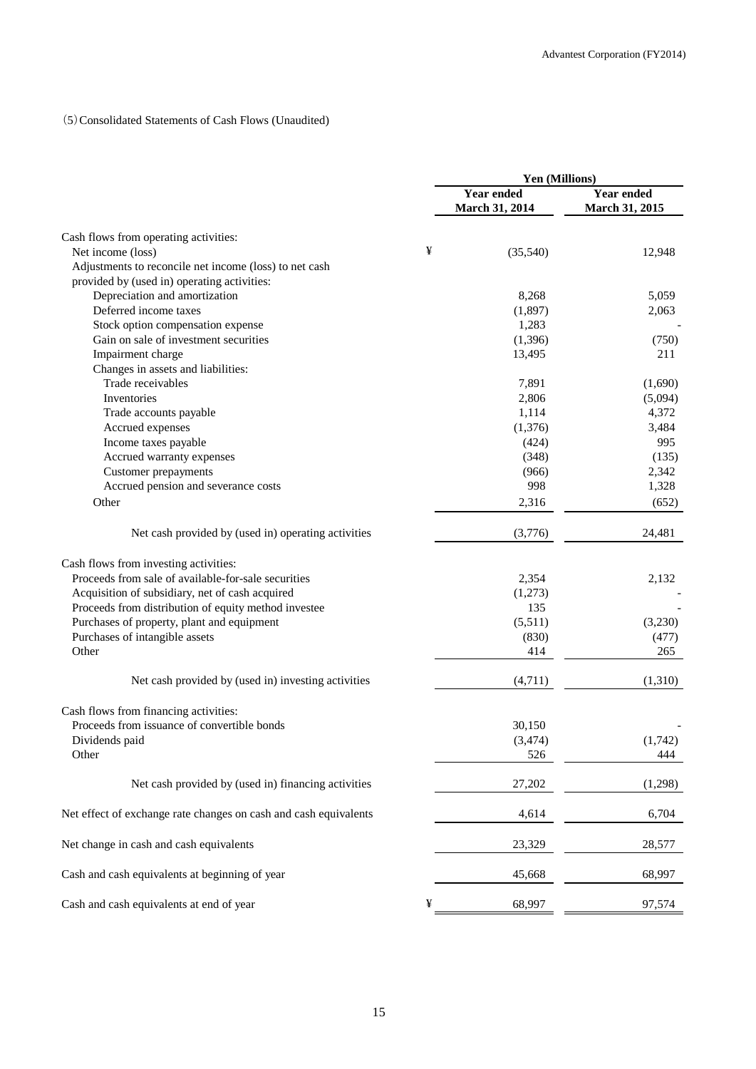（5）Consolidated Statements of Cash Flows (Unaudited)

| | Yen (Millions) | |
|---|---|---|
| | Year ended March 31, 2014 | Year ended March 31, 2015 |
| Cash flows from operating activities: | | |
| Net income (loss) | ¥ (35,540) | 12,948 |
| Adjustments to reconcile net income (loss) to net cash provided by (used in) operating activities: | | |
| Depreciation and amortization | 8,268 | 5,059 |
| Deferred income taxes | (1,897) | 2,063 |
| Stock option compensation expense | 1,283 | - |
| Gain on sale of investment securities | (1,396) | (750) |
| Impairment charge | 13,495 | 211 |
| Changes in assets and liabilities: | | |
| Trade receivables | 7,891 | (1,690) |
| Inventories | 2,806 | (5,094) |
| Trade accounts payable | 1,114 | 4,372 |
| Accrued expenses | (1,376) | 3,484 |
| Income taxes payable | (424) | 995 |
| Accrued warranty expenses | (348) | (135) |
| Customer prepayments | (966) | 2,342 |
| Accrued pension and severance costs | 998 | 1,328 |
| Other | 2,316 | (652) |
| Net cash provided by (used in) operating activities | (3,776) | 24,481 |
| Cash flows from investing activities: | | |
| Proceeds from sale of available-for-sale securities | 2,354 | 2,132 |
| Acquisition of subsidiary, net of cash acquired | (1,273) | - |
| Proceeds from distribution of equity method investee | 135 | - |
| Purchases of property, plant and equipment | (5,511) | (3,230) |
| Purchases of intangible assets | (830) | (477) |
| Other | 414 | 265 |
| Net cash provided by (used in) investing activities | (4,711) | (1,310) |
| Cash flows from financing activities: | | |
| Proceeds from issuance of convertible bonds | 30,150 | - |
| Dividends paid | (3,474) | (1,742) |
| Other | 526 | 444 |
| Net cash provided by (used in) financing activities | 27,202 | (1,298) |
| Net effect of exchange rate changes on cash and cash equivalents | 4,614 | 6,704 |
| Net change in cash and cash equivalents | 23,329 | 28,577 |
| Cash and cash equivalents at beginning of year | 45,668 | 68,997 |
| Cash and cash equivalents at end of year | ¥ 68,997 | 97,574 |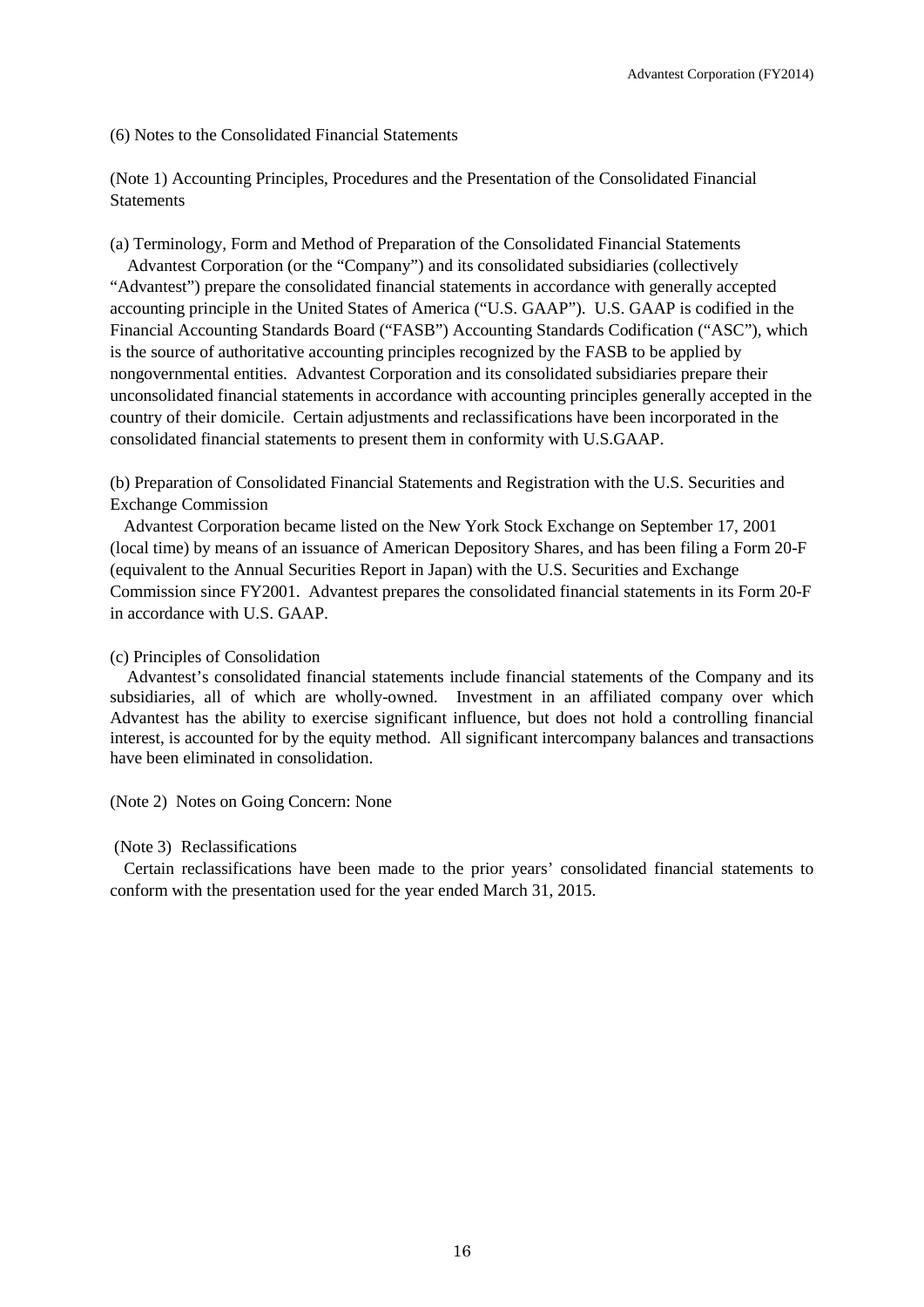## (6) Notes to the Consolidated Financial Statements

### (Note 1) Accounting Principles, Procedures and the Presentation of the Consolidated Financial Statements

(a) Terminology, Form and Method of Preparation of the Consolidated Financial Statements

Advantest Corporation (or the "Company") and its consolidated subsidiaries (collectively "Advantest") prepare the consolidated financial statements in accordance with generally accepted accounting principle in the United States of America ("U.S. GAAP"). U.S. GAAP is codified in the Financial Accounting Standards Board ("FASB") Accounting Standards Codification ("ASC"), which is the source of authoritative accounting principles recognized by the FASB to be applied by nongovernmental entities. Advantest Corporation and its consolidated subsidiaries prepare their unconsolidated financial statements in accordance with accounting principles generally accepted in the country of their domicile. Certain adjustments and reclassifications have been incorporated in the consolidated financial statements to present them in conformity with U.S.GAAP.

(b) Preparation of Consolidated Financial Statements and Registration with the U.S. Securities and Exchange Commission

Advantest Corporation became listed on the New York Stock Exchange on September 17, 2001 (local time) by means of an issuance of American Depository Shares, and has been filing a Form 20-F (equivalent to the Annual Securities Report in Japan) with the U.S. Securities and Exchange Commission since FY2001. Advantest prepares the consolidated financial statements in its Form 20-F in accordance with U.S. GAAP.

(c) Principles of Consolidation

Advantest's consolidated financial statements include financial statements of the Company and its subsidiaries, all of which are wholly-owned. Investment in an affiliated company over which Advantest has the ability to exercise significant influence, but does not hold a controlling financial interest, is accounted for by the equity method. All significant intercompany balances and transactions have been eliminated in consolidation.

### (Note 2) Notes on Going Concern: None

### (Note 3) Reclassifications

Certain reclassifications have been made to the prior years' consolidated financial statements to conform with the presentation used for the year ended March 31, 2015.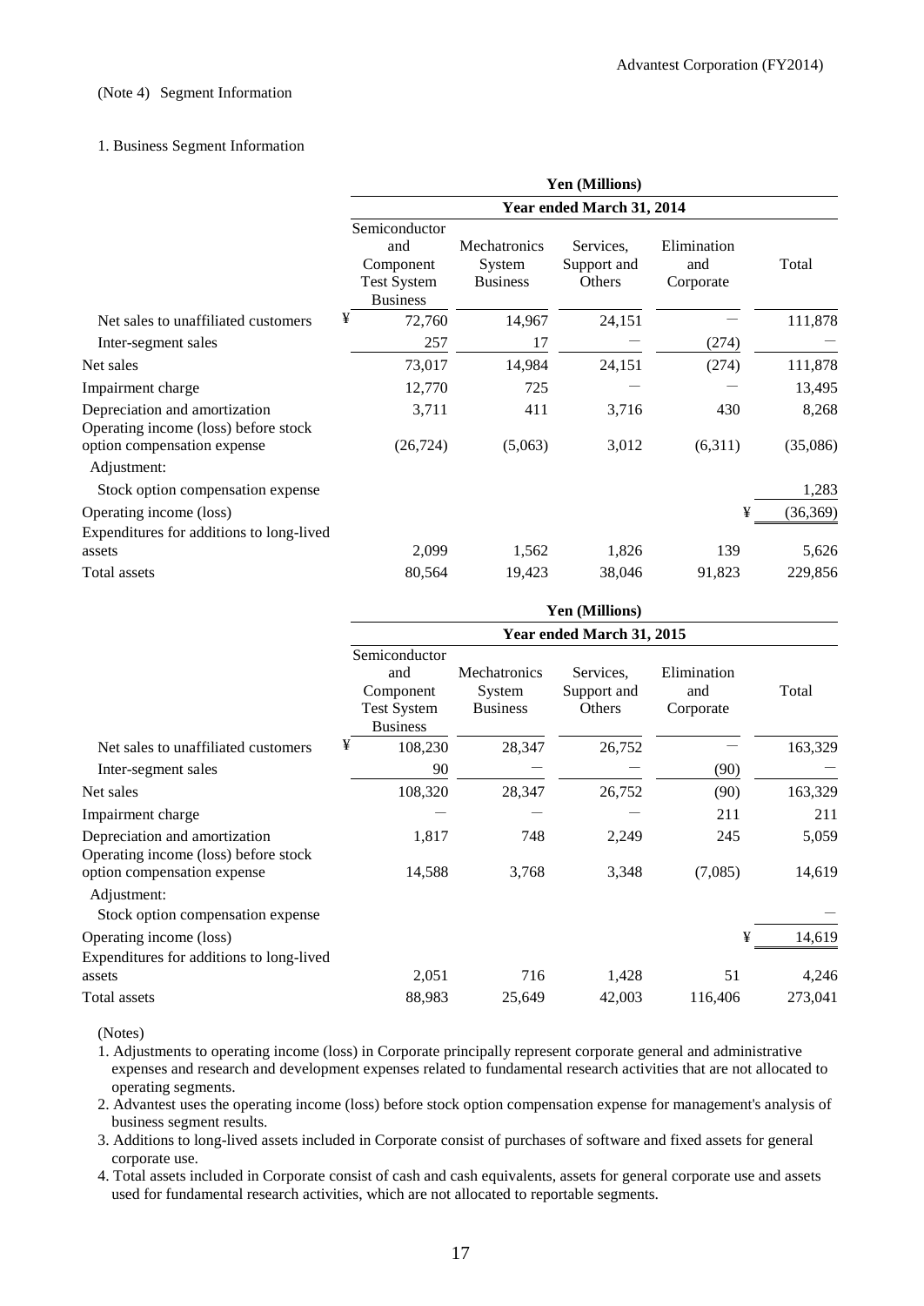(Note 4) Segment Information

1. Business Segment Information

| | Yen (Millions) | | | | |
|---|---|---|---|---|---|
| | Year ended March 31, 2014 | | | | |
| | Semiconductor and Component Test System Business | Mechatronics System Business | Services, Support and Others | Elimination and Corporate | Total |
| Net sales to unaffiliated customers | ¥ 72,760 | 14,967 | 24,151 | ― | 111,878 |
| Inter-segment sales | 257 | 17 | ― | (274) | ― |
| Net sales | 73,017 | 14,984 | 24,151 | (274) | 111,878 |
| Impairment charge | 12,770 | 725 | ― | ― | 13,495 |
| Depreciation and amortization | 3,711 | 411 | 3,716 | 430 | 8,268 |
| Operating income (loss) before stock option compensation expense | (26,724) | (5,063) | 3,012 | (6,311) | (35,086) |
| Adjustment: | | | | | |
| Stock option compensation expense | | | | | 1,283 |
| Operating income (loss) | | | | ¥ | (36,369) |
| Expenditures for additions to long-lived assets | 2,099 | 1,562 | 1,826 | 139 | 5,626 |
| Total assets | 80,564 | 19,423 | 38,046 | 91,823 | 229,856 |

| | Yen (Millions) | | | | |
|---|---|---|---|---|---|
| | Year ended March 31, 2015 | | | | |
| | Semiconductor and Component Test System Business | Mechatronics System Business | Services, Support and Others | Elimination and Corporate | Total |
| Net sales to unaffiliated customers | ¥ 108,230 | 28,347 | 26,752 | ― | 163,329 |
| Inter-segment sales | 90 | ― | ― | (90) | ― |
| Net sales | 108,320 | 28,347 | 26,752 | (90) | 163,329 |
| Impairment charge | ― | ― | ― | 211 | 211 |
| Depreciation and amortization | 1,817 | 748 | 2,249 | 245 | 5,059 |
| Operating income (loss) before stock option compensation expense | 14,588 | 3,768 | 3,348 | (7,085) | 14,619 |
| Adjustment: | | | | | |
| Stock option compensation expense | | | | | ― |
| Operating income (loss) | | | | ¥ | 14,619 |
| Expenditures for additions to long-lived assets | 2,051 | 716 | 1,428 | 51 | 4,246 |
| Total assets | 88,983 | 25,649 | 42,003 | 116,406 | 273,041 |

(Notes)

1. Adjustments to operating income (loss) in Corporate principally represent corporate general and administrative expenses and research and development expenses related to fundamental research activities that are not allocated to operating segments.
2. Advantest uses the operating income (loss) before stock option compensation expense for management's analysis of business segment results.
3. Additions to long-lived assets included in Corporate consist of purchases of software and fixed assets for general corporate use.
4. Total assets included in Corporate consist of cash and cash equivalents, assets for general corporate use and assets used for fundamental research activities, which are not allocated to reportable segments.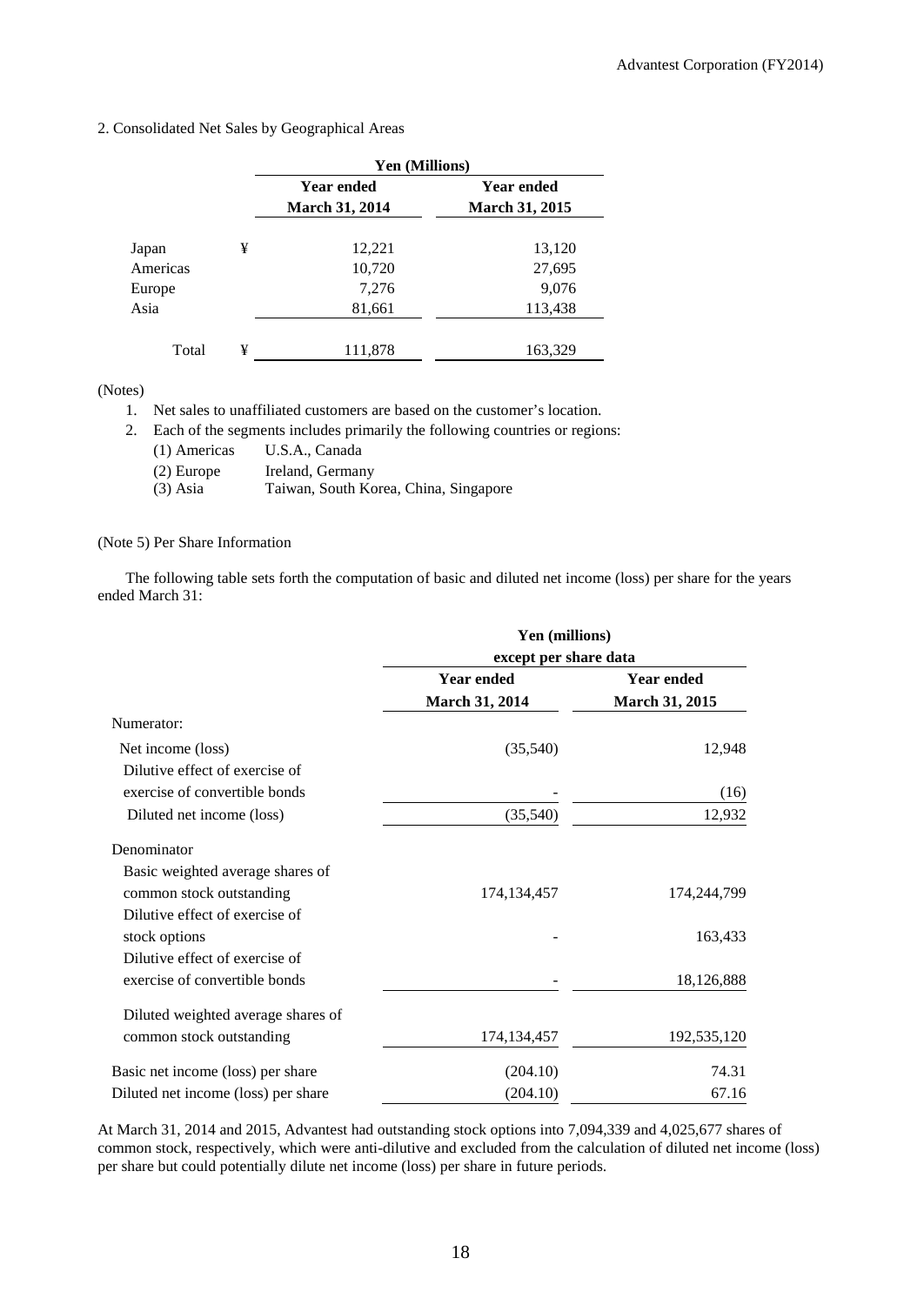2. Consolidated Net Sales by Geographical Areas

| | | Yen (Millions) | |
|---|---|---|---|
| | | Year ended March 31, 2014 | Year ended March 31, 2015 |
| Japan | ¥ | 12,221 | 13,120 |
| Americas | | 10,720 | 27,695 |
| Europe | | 7,276 | 9,076 |
| Asia | | 81,661 | 113,438 |
| Total | ¥ | 111,878 | 163,329 |

(Notes)

1. Net sales to unaffiliated customers are based on the customer's location.
2. Each of the segments includes primarily the following countries or regions:
   - (1) Americas U.S.A., Canada
   - (2) Europe Ireland, Germany
   - (3) Asia Taiwan, South Korea, China, Singapore

(Note 5) Per Share Information

The following table sets forth the computation of basic and diluted net income (loss) per share for the years ended March 31:

| | Yen (millions) except per share data | |
|---|---|---|
| | Year ended March 31, 2014 | Year ended March 31, 2015 |
| Numerator: | | |
| Net income (loss) | (35,540) | 12,948 |
| Dilutive effect of exercise of exercise of convertible bonds | - | (16) |
| Diluted net income (loss) | (35,540) | 12,932 |
| Denominator | | |
| Basic weighted average shares of common stock outstanding | 174,134,457 | 174,244,799 |
| Dilutive effect of exercise of stock options | - | 163,433 |
| Dilutive effect of exercise of exercise of convertible bonds | - | 18,126,888 |
| Diluted weighted average shares of common stock outstanding | 174,134,457 | 192,535,120 |
| Basic net income (loss) per share | (204.10) | 74.31 |
| Diluted net income (loss) per share | (204.10) | 67.16 |

At March 31, 2014 and 2015, Advantest had outstanding stock options into 7,094,339 and 4,025,677 shares of common stock, respectively, which were anti-dilutive and excluded from the calculation of diluted net income (loss) per share but could potentially dilute net income (loss) per share in future periods.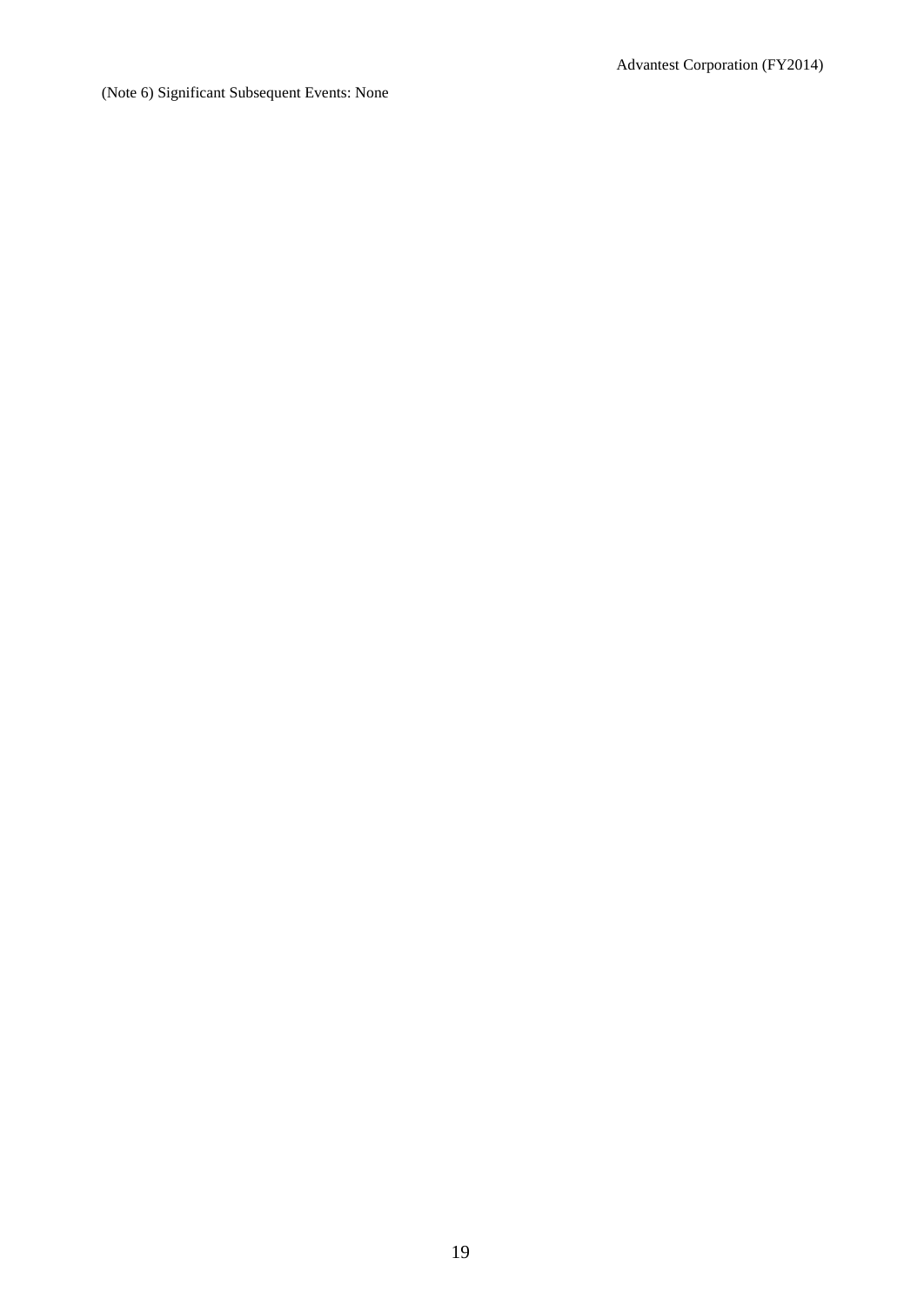(Note 6) Significant Subsequent Events: None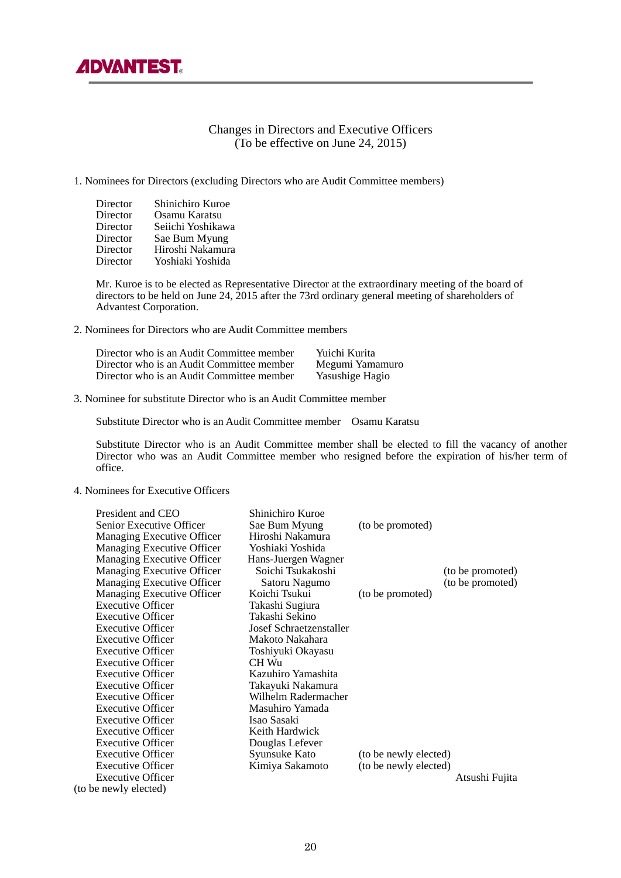**ADVANTEST**

Changes in Directors and Executive Officers
(To be effective on June 24, 2015)

1. Nominees for Directors (excluding Directors who are Audit Committee members)

| | |
|---|---|
| Director | Shinichiro Kuroe |
| Director | Osamu Karatsu |
| Director | Seiichi Yoshikawa |
| Director | Sae Bum Myung |
| Director | Hiroshi Nakamura |
| Director | Yoshiaki Yoshida |

Mr. Kuroe is to be elected as Representative Director at the extraordinary meeting of the board of directors to be held on June 24, 2015 after the 73rd ordinary general meeting of shareholders of Advantest Corporation.

2. Nominees for Directors who are Audit Committee members

| | |
|---|---|
| Director who is an Audit Committee member | Yuichi Kurita |
| Director who is an Audit Committee member | Megumi Yamamuro |
| Director who is an Audit Committee member | Yasushige Hagio |

3. Nominee for substitute Director who is an Audit Committee member

Substitute Director who is an Audit Committee member Osamu Karatsu

Substitute Director who is an Audit Committee member shall be elected to fill the vacancy of another Director who was an Audit Committee member who resigned before the expiration of his/her term of office.

4. Nominees for Executive Officers

| | | |
|---|---|---|
| President and CEO | Shinichiro Kuroe | |
| Senior Executive Officer | Sae Bum Myung | (to be promoted) |
| Managing Executive Officer | Hiroshi Nakamura | |
| Managing Executive Officer | Yoshiaki Yoshida | |
| Managing Executive Officer | Hans-Juergen Wagner | |
| Managing Executive Officer | Soichi Tsukakoshi | (to be promoted) |
| Managing Executive Officer | Satoru Nagumo | (to be promoted) |
| Managing Executive Officer | Koichi Tsukui | (to be promoted) |
| Executive Officer | Takashi Sugiura | |
| Executive Officer | Takashi Sekino | |
| Executive Officer | Josef Schraetzenstaller | |
| Executive Officer | Makoto Nakahara | |
| Executive Officer | Toshiyuki Okayasu | |
| Executive Officer | CH Wu | |
| Executive Officer | Kazuhiro Yamashita | |
| Executive Officer | Takayuki Nakamura | |
| Executive Officer | Wilhelm Radermacher | |
| Executive Officer | Masuhiro Yamada | |
| Executive Officer | Isao Sasaki | |
| Executive Officer | Keith Hardwick | |
| Executive Officer | Douglas Lefever | |
| Executive Officer | Syunsuke Kato | (to be newly elected) |
| Executive Officer | Kimiya Sakamoto | (to be newly elected) |
| Executive Officer | Atsushi Fujita | (to be newly elected) |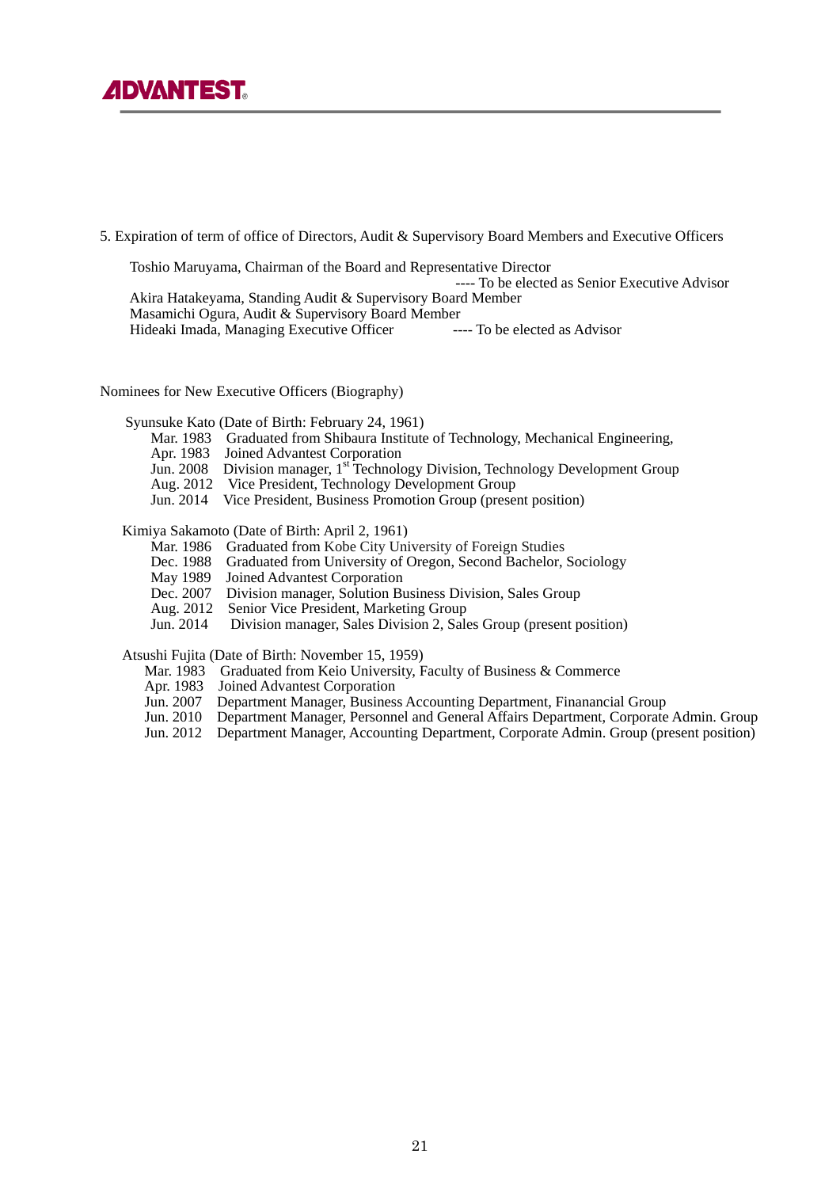5. Expiration of term of office of Directors, Audit & Supervisory Board Members and Executive Officers

Toshio Maruyama, Chairman of the Board and Representative Director
---- To be elected as Senior Executive Advisor
Akira Hatakeyama, Standing Audit & Supervisory Board Member
Masamichi Ogura, Audit & Supervisory Board Member
Hideaki Imada, Managing Executive Officer ---- To be elected as Advisor

Nominees for New Executive Officers (Biography)

Syunsuke Kato (Date of Birth: February 24, 1961)

- Mar. 1983 Graduated from Shibaura Institute of Technology, Mechanical Engineering,
- Apr. 1983 Joined Advantest Corporation
- Jun. 2008 Division manager, 1st Technology Division, Technology Development Group
- Aug. 2012 Vice President, Technology Development Group
- Jun. 2014 Vice President, Business Promotion Group (present position)

Kimiya Sakamoto (Date of Birth: April 2, 1961)

- Mar. 1986 Graduated from Kobe City University of Foreign Studies
- Dec. 1988 Graduated from University of Oregon, Second Bachelor, Sociology
- May 1989 Joined Advantest Corporation
- Dec. 2007 Division manager, Solution Business Division, Sales Group
- Aug. 2012 Senior Vice President, Marketing Group
- Jun. 2014 Division manager, Sales Division 2, Sales Group (present position)

Atsushi Fujita (Date of Birth: November 15, 1959)

- Mar. 1983 Graduated from Keio University, Faculty of Business & Commerce
- Apr. 1983 Joined Advantest Corporation
- Jun. 2007 Department Manager, Business Accounting Department, Finanancial Group
- Jun. 2010 Department Manager, Personnel and General Affairs Department, Corporate Admin. Group
- Jun. 2012 Department Manager, Accounting Department, Corporate Admin. Group (present position)